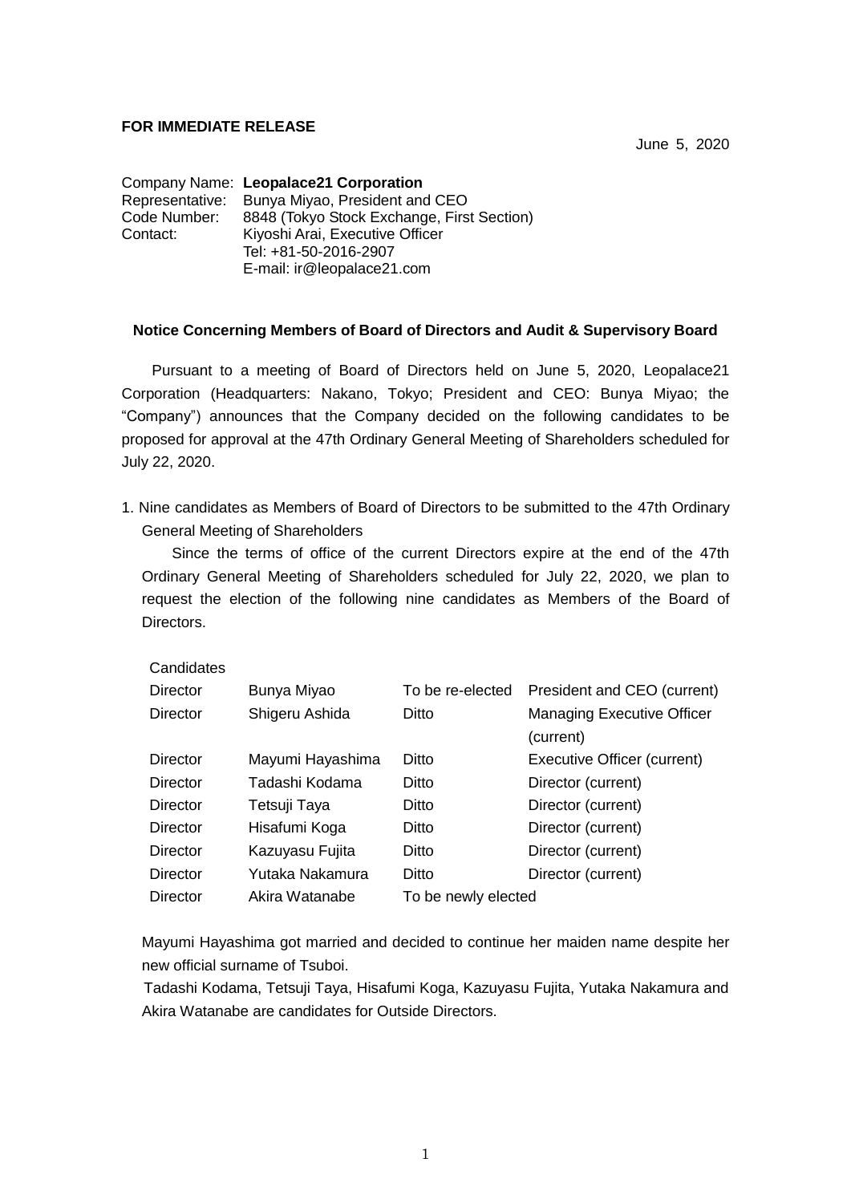**FOR IMMEDIATE RELEASE**

June 5, 2020

Company Name: **Leopalace21 Corporation**
Representative: Bunya Miyao, President and CEO
Code Number: 8848 (Tokyo Stock Exchange, First Section)
Contact: Kiyoshi Arai, Executive Officer
Tel: +81-50-2016-2907
E-mail: ir@leopalace21.com

**Notice Concerning Members of Board of Directors and Audit & Supervisory Board**

Pursuant to a meeting of Board of Directors held on June 5, 2020, Leopalace21 Corporation (Headquarters: Nakano, Tokyo; President and CEO: Bunya Miyao; the "Company") announces that the Company decided on the following candidates to be proposed for approval at the 47th Ordinary General Meeting of Shareholders scheduled for July 22, 2020.

1. Nine candidates as Members of Board of Directors to be submitted to the 47th Ordinary General Meeting of Shareholders

Since the terms of office of the current Directors expire at the end of the 47th Ordinary General Meeting of Shareholders scheduled for July 22, 2020, we plan to request the election of the following nine candidates as Members of the Board of Directors.

Candidates

| | | | |
|---|---|---|---|
| Director | Bunya Miyao | To be re-elected | President and CEO (current) |
| Director | Shigeru Ashida | Ditto | Managing Executive Officer (current) |
| Director | Mayumi Hayashima | Ditto | Executive Officer (current) |
| Director | Tadashi Kodama | Ditto | Director (current) |
| Director | Tetsuji Taya | Ditto | Director (current) |
| Director | Hisafumi Koga | Ditto | Director (current) |
| Director | Kazuyasu Fujita | Ditto | Director (current) |
| Director | Yutaka Nakamura | Ditto | Director (current) |
| Director | Akira Watanabe | To be newly elected | |

Mayumi Hayashima got married and decided to continue her maiden name despite her new official surname of Tsuboi.

Tadashi Kodama, Tetsuji Taya, Hisafumi Koga, Kazuyasu Fujita, Yutaka Nakamura and Akira Watanabe are candidates for Outside Directors.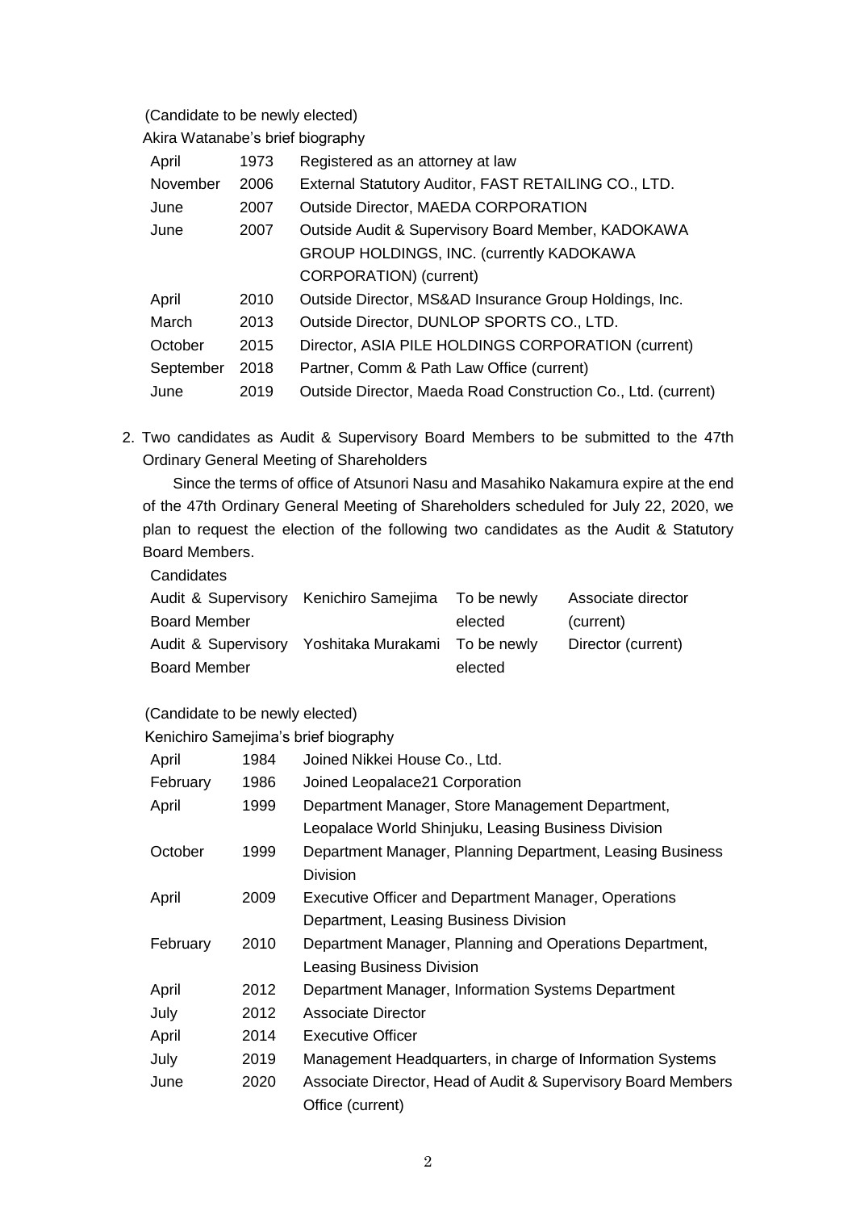(Candidate to be newly elected)

Akira Watanabe's brief biography

| | | |
|---|---|---|
| April | 1973 | Registered as an attorney at law |
| November | 2006 | External Statutory Auditor, FAST RETAILING CO., LTD. |
| June | 2007 | Outside Director, MAEDA CORPORATION |
| June | 2007 | Outside Audit & Supervisory Board Member, KADOKAWA GROUP HOLDINGS, INC. (currently KADOKAWA CORPORATION) (current) |
| April | 2010 | Outside Director, MS&AD Insurance Group Holdings, Inc. |
| March | 2013 | Outside Director, DUNLOP SPORTS CO., LTD. |
| October | 2015 | Director, ASIA PILE HOLDINGS CORPORATION (current) |
| September | 2018 | Partner, Comm & Path Law Office (current) |
| June | 2019 | Outside Director, Maeda Road Construction Co., Ltd. (current) |

2. Two candidates as Audit & Supervisory Board Members to be submitted to the 47th Ordinary General Meeting of Shareholders

Since the terms of office of Atsunori Nasu and Masahiko Nakamura expire at the end of the 47th Ordinary General Meeting of Shareholders scheduled for July 22, 2020, we plan to request the election of the following two candidates as the Audit & Statutory Board Members.

Candidates

| | | | |
|---|---|---|---|
| Audit & Supervisory Board Member | Kenichiro Samejima | To be newly elected | Associate director (current) |
| Audit & Supervisory Board Member | Yoshitaka Murakami | To be newly elected | Director (current) |

(Candidate to be newly elected)

Kenichiro Samejima's brief biography

| | | |
|---|---|---|
| April | 1984 | Joined Nikkei House Co., Ltd. |
| February | 1986 | Joined Leopalace21 Corporation |
| April | 1999 | Department Manager, Store Management Department, Leopalace World Shinjuku, Leasing Business Division |
| October | 1999 | Department Manager, Planning Department, Leasing Business Division |
| April | 2009 | Executive Officer and Department Manager, Operations Department, Leasing Business Division |
| February | 2010 | Department Manager, Planning and Operations Department, Leasing Business Division |
| April | 2012 | Department Manager, Information Systems Department |
| July | 2012 | Associate Director |
| April | 2014 | Executive Officer |
| July | 2019 | Management Headquarters, in charge of Information Systems |
| June | 2020 | Associate Director, Head of Audit & Supervisory Board Members Office (current) |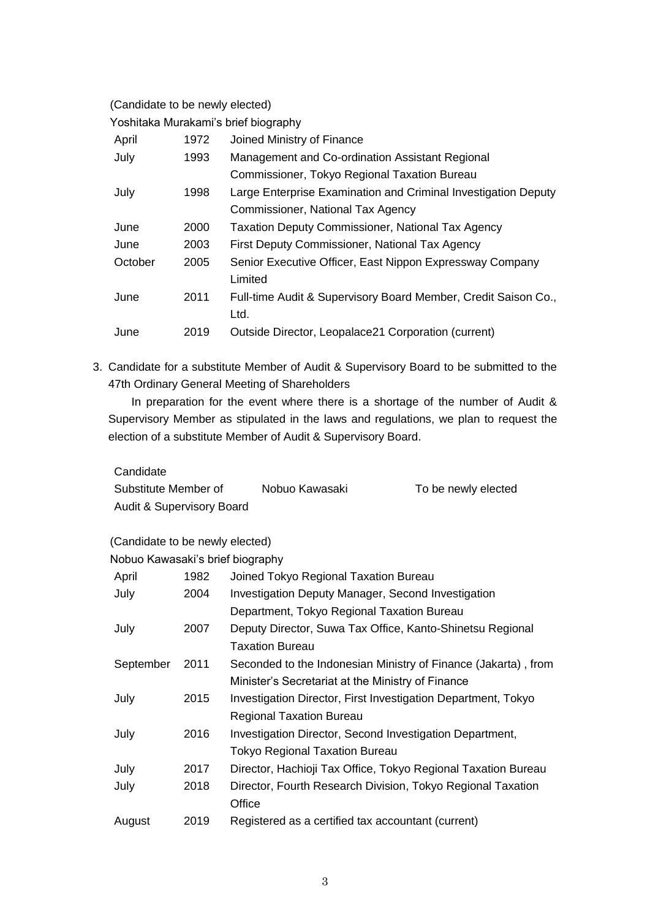(Candidate to be newly elected)

Yoshitaka Murakami's brief biography

| | | |
|---|---|---|
| April | 1972 | Joined Ministry of Finance |
| July | 1993 | Management and Co-ordination Assistant Regional Commissioner, Tokyo Regional Taxation Bureau |
| July | 1998 | Large Enterprise Examination and Criminal Investigation Deputy Commissioner, National Tax Agency |
| June | 2000 | Taxation Deputy Commissioner, National Tax Agency |
| June | 2003 | First Deputy Commissioner, National Tax Agency |
| October | 2005 | Senior Executive Officer, East Nippon Expressway Company Limited |
| June | 2011 | Full-time Audit & Supervisory Board Member, Credit Saison Co., Ltd. |
| June | 2019 | Outside Director, Leopalace21 Corporation (current) |

3. Candidate for a substitute Member of Audit & Supervisory Board to be submitted to the 47th Ordinary General Meeting of Shareholders

In preparation for the event where there is a shortage of the number of Audit & Supervisory Member as stipulated in the laws and regulations, we plan to request the election of a substitute Member of Audit & Supervisory Board.

| Candidate | | |
|---|---|---|
| Substitute Member of Audit & Supervisory Board | Nobuo Kawasaki | To be newly elected |

(Candidate to be newly elected)

Nobuo Kawasaki's brief biography

| | | |
|---|---|---|
| April | 1982 | Joined Tokyo Regional Taxation Bureau |
| July | 2004 | Investigation Deputy Manager, Second Investigation Department, Tokyo Regional Taxation Bureau |
| July | 2007 | Deputy Director, Suwa Tax Office, Kanto-Shinetsu Regional Taxation Bureau |
| September | 2011 | Seconded to the Indonesian Ministry of Finance (Jakarta) , from Minister's Secretariat at the Ministry of Finance |
| July | 2015 | Investigation Director, First Investigation Department, Tokyo Regional Taxation Bureau |
| July | 2016 | Investigation Director, Second Investigation Department, Tokyo Regional Taxation Bureau |
| July | 2017 | Director, Hachioji Tax Office, Tokyo Regional Taxation Bureau |
| July | 2018 | Director, Fourth Research Division, Tokyo Regional Taxation Office |
| August | 2019 | Registered as a certified tax accountant (current) |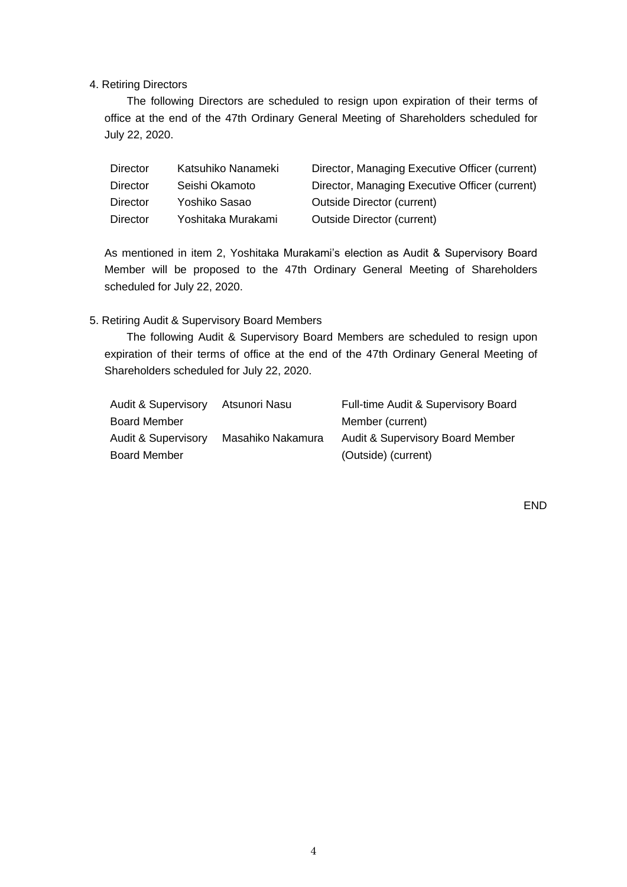4. Retiring Directors

The following Directors are scheduled to resign upon expiration of their terms of office at the end of the 47th Ordinary General Meeting of Shareholders scheduled for July 22, 2020.

| | | |
|---|---|---|
| Director | Katsuhiko Nanameki | Director, Managing Executive Officer (current) |
| Director | Seishi Okamoto | Director, Managing Executive Officer (current) |
| Director | Yoshiko Sasao | Outside Director (current) |
| Director | Yoshitaka Murakami | Outside Director (current) |

As mentioned in item 2, Yoshitaka Murakami's election as Audit & Supervisory Board Member will be proposed to the 47th Ordinary General Meeting of Shareholders scheduled for July 22, 2020.

5. Retiring Audit & Supervisory Board Members

The following Audit & Supervisory Board Members are scheduled to resign upon expiration of their terms of office at the end of the 47th Ordinary General Meeting of Shareholders scheduled for July 22, 2020.

| | | |
|---|---|---|
| Audit & Supervisory Board Member | Atsunori Nasu | Full-time Audit & Supervisory Board Member (current) |
| Audit & Supervisory Board Member | Masahiko Nakamura | Audit & Supervisory Board Member (Outside) (current) |

END